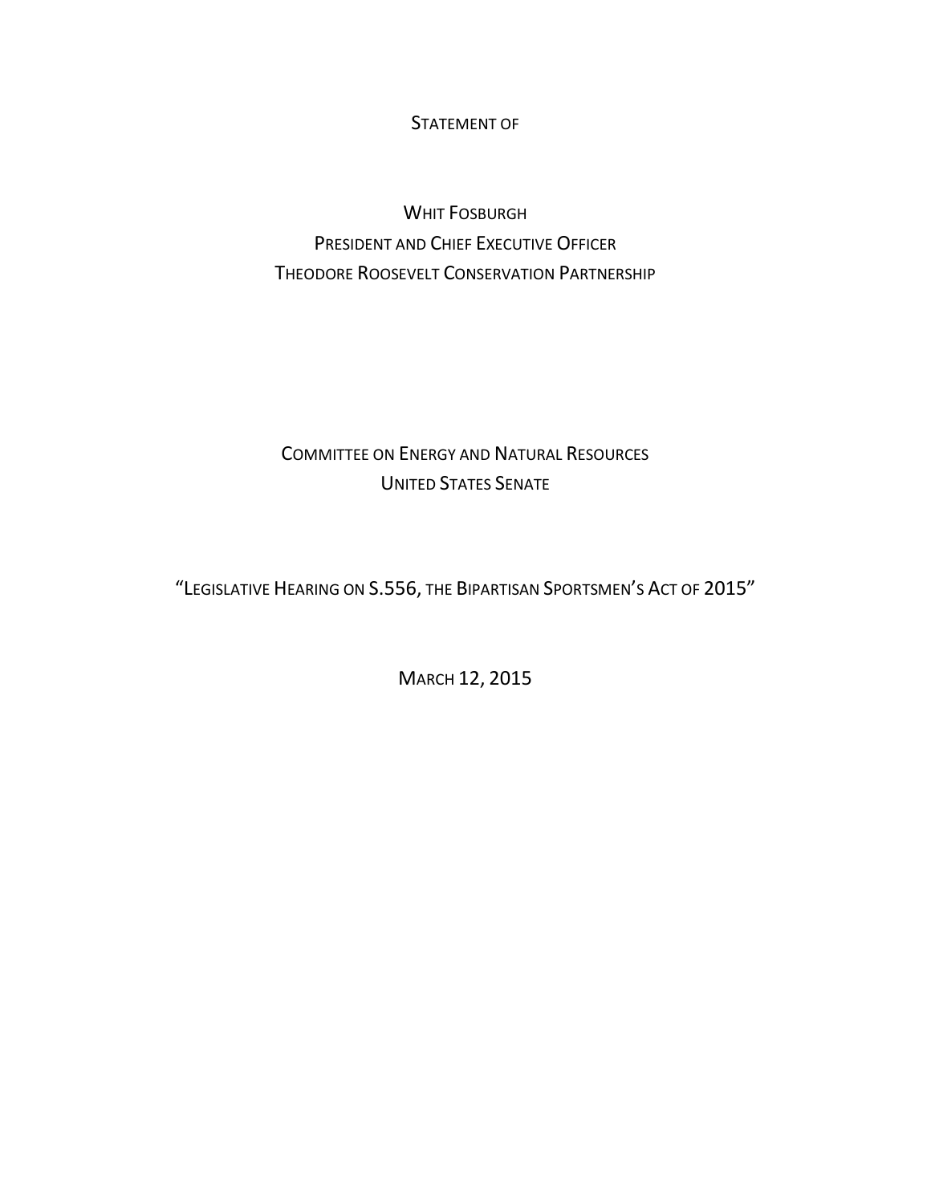STATEMENT OF

WHIT FOSBURGH
PRESIDENT AND CHIEF EXECUTIVE OFFICER
THEODORE ROOSEVELT CONSERVATION PARTNERSHIP

COMMITTEE ON ENERGY AND NATURAL RESOURCES
UNITED STATES SENATE

"LEGISLATIVE HEARING ON S.556, THE BIPARTISAN SPORTSMEN'S ACT OF 2015"

MARCH 12, 2015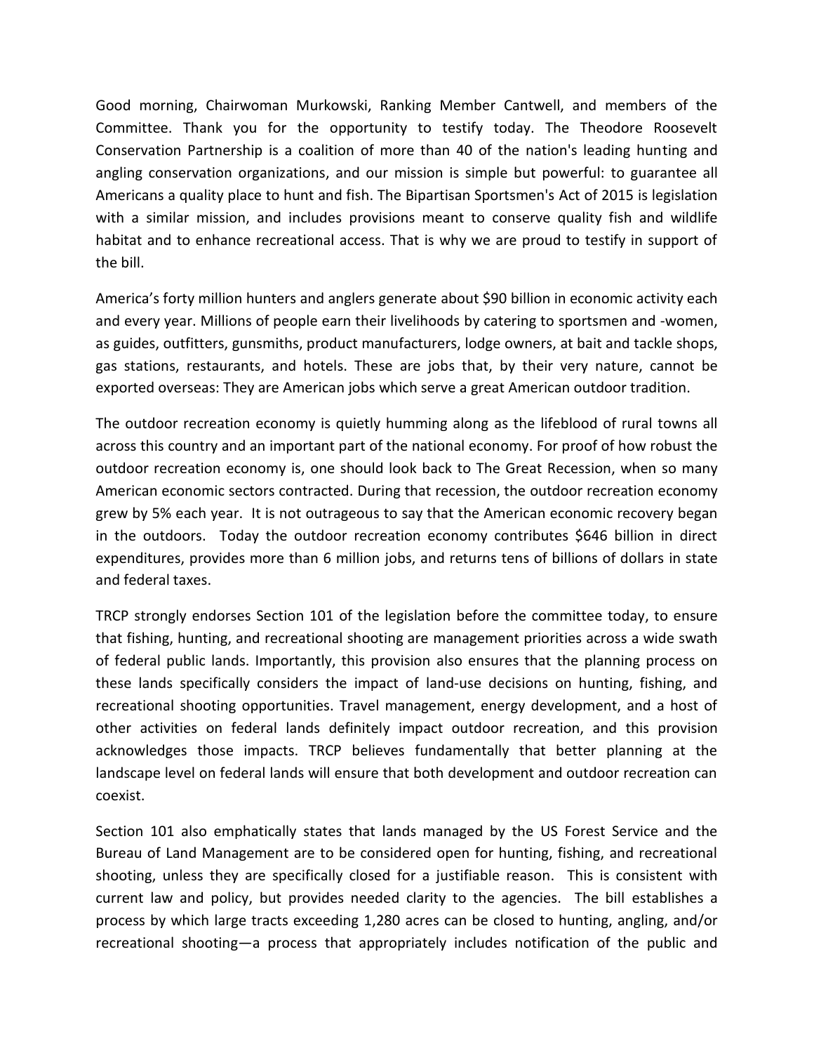Good morning, Chairwoman Murkowski, Ranking Member Cantwell, and members of the Committee. Thank you for the opportunity to testify today. The Theodore Roosevelt Conservation Partnership is a coalition of more than 40 of the nation's leading hunting and angling conservation organizations, and our mission is simple but powerful: to guarantee all Americans a quality place to hunt and fish. The Bipartisan Sportsmen's Act of 2015 is legislation with a similar mission, and includes provisions meant to conserve quality fish and wildlife habitat and to enhance recreational access. That is why we are proud to testify in support of the bill.

America's forty million hunters and anglers generate about $90 billion in economic activity each and every year. Millions of people earn their livelihoods by catering to sportsmen and -women, as guides, outfitters, gunsmiths, product manufacturers, lodge owners, at bait and tackle shops, gas stations, restaurants, and hotels. These are jobs that, by their very nature, cannot be exported overseas: They are American jobs which serve a great American outdoor tradition.

The outdoor recreation economy is quietly humming along as the lifeblood of rural towns all across this country and an important part of the national economy. For proof of how robust the outdoor recreation economy is, one should look back to The Great Recession, when so many American economic sectors contracted. During that recession, the outdoor recreation economy grew by 5% each year. It is not outrageous to say that the American economic recovery began in the outdoors. Today the outdoor recreation economy contributes $646 billion in direct expenditures, provides more than 6 million jobs, and returns tens of billions of dollars in state and federal taxes.

TRCP strongly endorses Section 101 of the legislation before the committee today, to ensure that fishing, hunting, and recreational shooting are management priorities across a wide swath of federal public lands. Importantly, this provision also ensures that the planning process on these lands specifically considers the impact of land-use decisions on hunting, fishing, and recreational shooting opportunities. Travel management, energy development, and a host of other activities on federal lands definitely impact outdoor recreation, and this provision acknowledges those impacts. TRCP believes fundamentally that better planning at the landscape level on federal lands will ensure that both development and outdoor recreation can coexist.

Section 101 also emphatically states that lands managed by the US Forest Service and the Bureau of Land Management are to be considered open for hunting, fishing, and recreational shooting, unless they are specifically closed for a justifiable reason. This is consistent with current law and policy, but provides needed clarity to the agencies. The bill establishes a process by which large tracts exceeding 1,280 acres can be closed to hunting, angling, and/or recreational shooting—a process that appropriately includes notification of the public and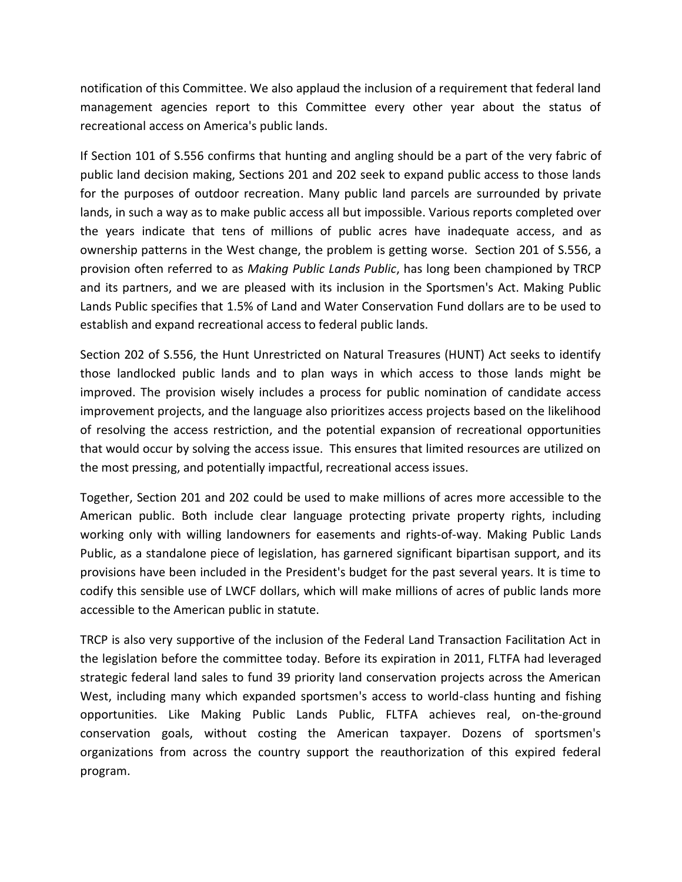notification of this Committee. We also applaud the inclusion of a requirement that federal land management agencies report to this Committee every other year about the status of recreational access on America's public lands.

If Section 101 of S.556 confirms that hunting and angling should be a part of the very fabric of public land decision making, Sections 201 and 202 seek to expand public access to those lands for the purposes of outdoor recreation. Many public land parcels are surrounded by private lands, in such a way as to make public access all but impossible. Various reports completed over the years indicate that tens of millions of public acres have inadequate access, and as ownership patterns in the West change, the problem is getting worse. Section 201 of S.556, a provision often referred to as *Making Public Lands Public*, has long been championed by TRCP and its partners, and we are pleased with its inclusion in the Sportsmen's Act. Making Public Lands Public specifies that 1.5% of Land and Water Conservation Fund dollars are to be used to establish and expand recreational access to federal public lands.

Section 202 of S.556, the Hunt Unrestricted on Natural Treasures (HUNT) Act seeks to identify those landlocked public lands and to plan ways in which access to those lands might be improved. The provision wisely includes a process for public nomination of candidate access improvement projects, and the language also prioritizes access projects based on the likelihood of resolving the access restriction, and the potential expansion of recreational opportunities that would occur by solving the access issue. This ensures that limited resources are utilized on the most pressing, and potentially impactful, recreational access issues.

Together, Section 201 and 202 could be used to make millions of acres more accessible to the American public. Both include clear language protecting private property rights, including working only with willing landowners for easements and rights-of-way. Making Public Lands Public, as a standalone piece of legislation, has garnered significant bipartisan support, and its provisions have been included in the President's budget for the past several years. It is time to codify this sensible use of LWCF dollars, which will make millions of acres of public lands more accessible to the American public in statute.

TRCP is also very supportive of the inclusion of the Federal Land Transaction Facilitation Act in the legislation before the committee today. Before its expiration in 2011, FLTFA had leveraged strategic federal land sales to fund 39 priority land conservation projects across the American West, including many which expanded sportsmen's access to world-class hunting and fishing opportunities. Like Making Public Lands Public, FLTFA achieves real, on-the-ground conservation goals, without costing the American taxpayer. Dozens of sportsmen's organizations from across the country support the reauthorization of this expired federal program.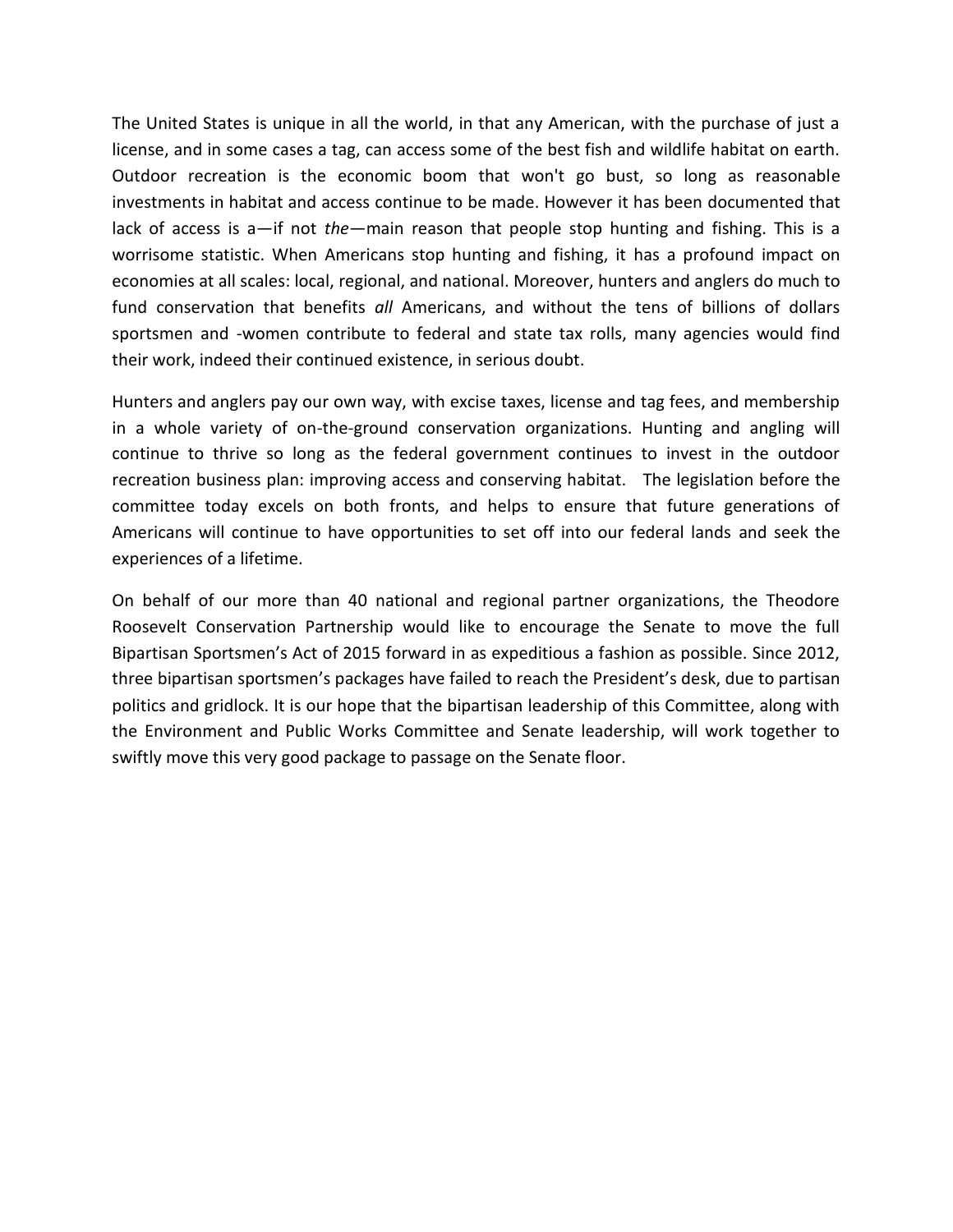The United States is unique in all the world, in that any American, with the purchase of just a license, and in some cases a tag, can access some of the best fish and wildlife habitat on earth. Outdoor recreation is the economic boom that won't go bust, so long as reasonable investments in habitat and access continue to be made. However it has been documented that lack of access is a—if not *the*—main reason that people stop hunting and fishing. This is a worrisome statistic. When Americans stop hunting and fishing, it has a profound impact on economies at all scales: local, regional, and national. Moreover, hunters and anglers do much to fund conservation that benefits *all* Americans, and without the tens of billions of dollars sportsmen and -women contribute to federal and state tax rolls, many agencies would find their work, indeed their continued existence, in serious doubt.

Hunters and anglers pay our own way, with excise taxes, license and tag fees, and membership in a whole variety of on-the-ground conservation organizations. Hunting and angling will continue to thrive so long as the federal government continues to invest in the outdoor recreation business plan: improving access and conserving habitat. The legislation before the committee today excels on both fronts, and helps to ensure that future generations of Americans will continue to have opportunities to set off into our federal lands and seek the experiences of a lifetime.

On behalf of our more than 40 national and regional partner organizations, the Theodore Roosevelt Conservation Partnership would like to encourage the Senate to move the full Bipartisan Sportsmen's Act of 2015 forward in as expeditious a fashion as possible. Since 2012, three bipartisan sportsmen's packages have failed to reach the President's desk, due to partisan politics and gridlock. It is our hope that the bipartisan leadership of this Committee, along with the Environment and Public Works Committee and Senate leadership, will work together to swiftly move this very good package to passage on the Senate floor.